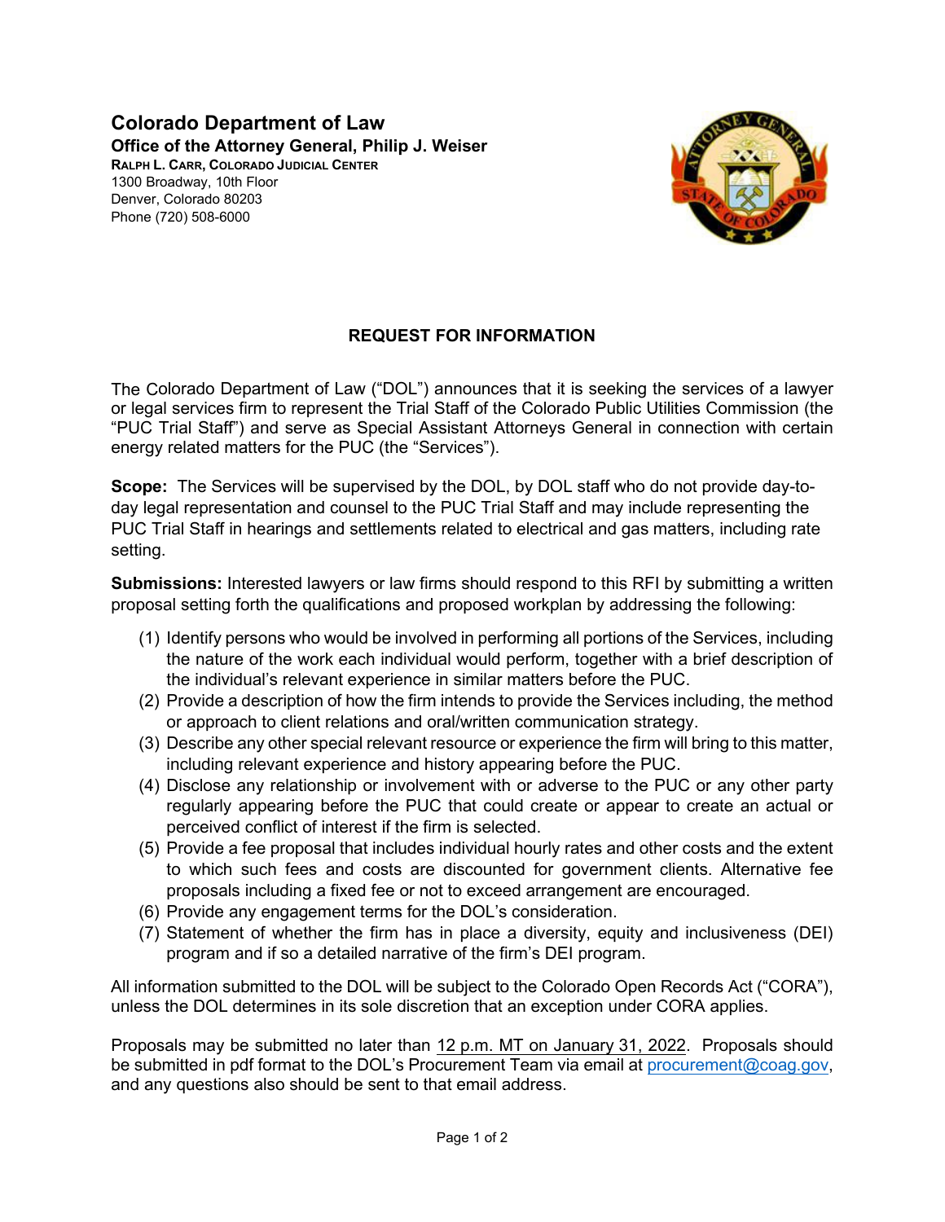**Colorado Department of Law**
**Office of the Attorney General, Philip J. Weiser**
**RALPH L. CARR, COLORADO JUDICIAL CENTER**
1300 Broadway, 10th Floor
Denver, Colorado 80203
Phone (720) 508-6000

## REQUEST FOR INFORMATION

The Colorado Department of Law ("DOL") announces that it is seeking the services of a lawyer or legal services firm to represent the Trial Staff of the Colorado Public Utilities Commission (the "PUC Trial Staff") and serve as Special Assistant Attorneys General in connection with certain energy related matters for the PUC (the "Services").

**Scope:** The Services will be supervised by the DOL, by DOL staff who do not provide day-to-day legal representation and counsel to the PUC Trial Staff and may include representing the PUC Trial Staff in hearings and settlements related to electrical and gas matters, including rate setting.

**Submissions:** Interested lawyers or law firms should respond to this RFI by submitting a written proposal setting forth the qualifications and proposed workplan by addressing the following:

1. Identify persons who would be involved in performing all portions of the Services, including the nature of the work each individual would perform, together with a brief description of the individual's relevant experience in similar matters before the PUC.
2. Provide a description of how the firm intends to provide the Services including, the method or approach to client relations and oral/written communication strategy.
3. Describe any other special relevant resource or experience the firm will bring to this matter, including relevant experience and history appearing before the PUC.
4. Disclose any relationship or involvement with or adverse to the PUC or any other party regularly appearing before the PUC that could create or appear to create an actual or perceived conflict of interest if the firm is selected.
5. Provide a fee proposal that includes individual hourly rates and other costs and the extent to which such fees and costs are discounted for government clients. Alternative fee proposals including a fixed fee or not to exceed arrangement are encouraged.
6. Provide any engagement terms for the DOL's consideration.
7. Statement of whether the firm has in place a diversity, equity and inclusiveness (DEI) program and if so a detailed narrative of the firm's DEI program.

All information submitted to the DOL will be subject to the Colorado Open Records Act ("CORA"), unless the DOL determines in its sole discretion that an exception under CORA applies.

Proposals may be submitted no later than 12 p.m. MT on January 31, 2022. Proposals should be submitted in pdf format to the DOL's Procurement Team via email at procurement@coag.gov, and any questions also should be sent to that email address.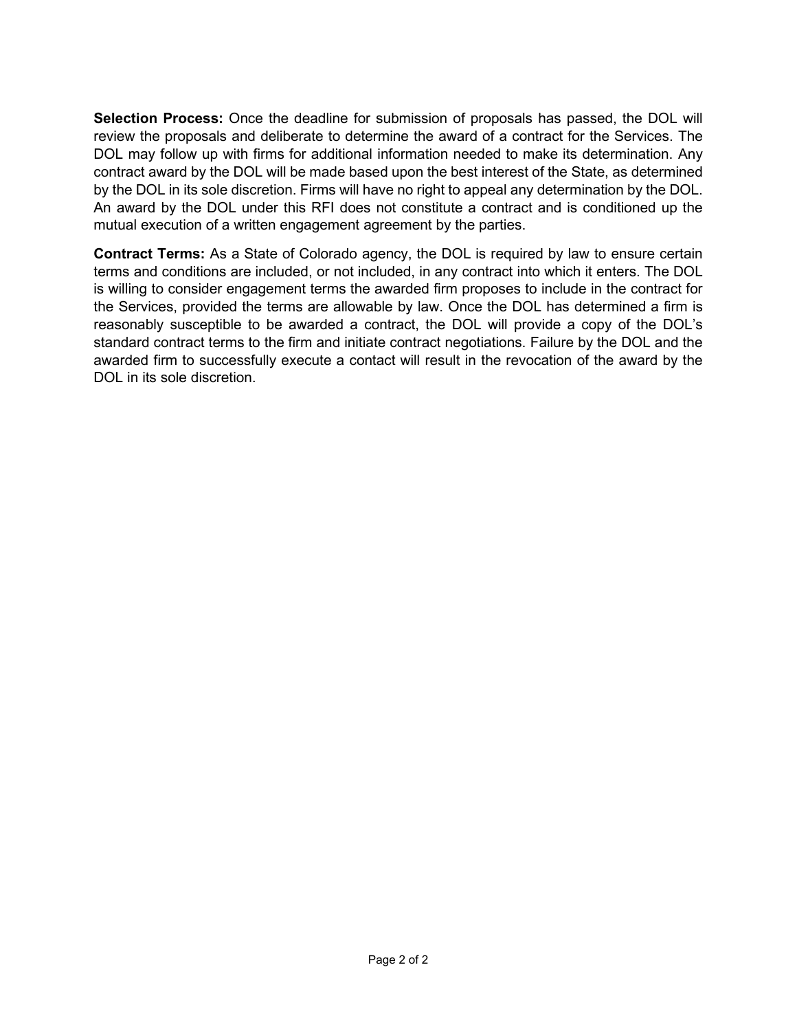**Selection Process:** Once the deadline for submission of proposals has passed, the DOL will review the proposals and deliberate to determine the award of a contract for the Services. The DOL may follow up with firms for additional information needed to make its determination. Any contract award by the DOL will be made based upon the best interest of the State, as determined by the DOL in its sole discretion. Firms will have no right to appeal any determination by the DOL. An award by the DOL under this RFI does not constitute a contract and is conditioned up the mutual execution of a written engagement agreement by the parties.

**Contract Terms:** As a State of Colorado agency, the DOL is required by law to ensure certain terms and conditions are included, or not included, in any contract into which it enters. The DOL is willing to consider engagement terms the awarded firm proposes to include in the contract for the Services, provided the terms are allowable by law. Once the DOL has determined a firm is reasonably susceptible to be awarded a contract, the DOL will provide a copy of the DOL's standard contract terms to the firm and initiate contract negotiations. Failure by the DOL and the awarded firm to successfully execute a contact will result in the revocation of the award by the DOL in its sole discretion.